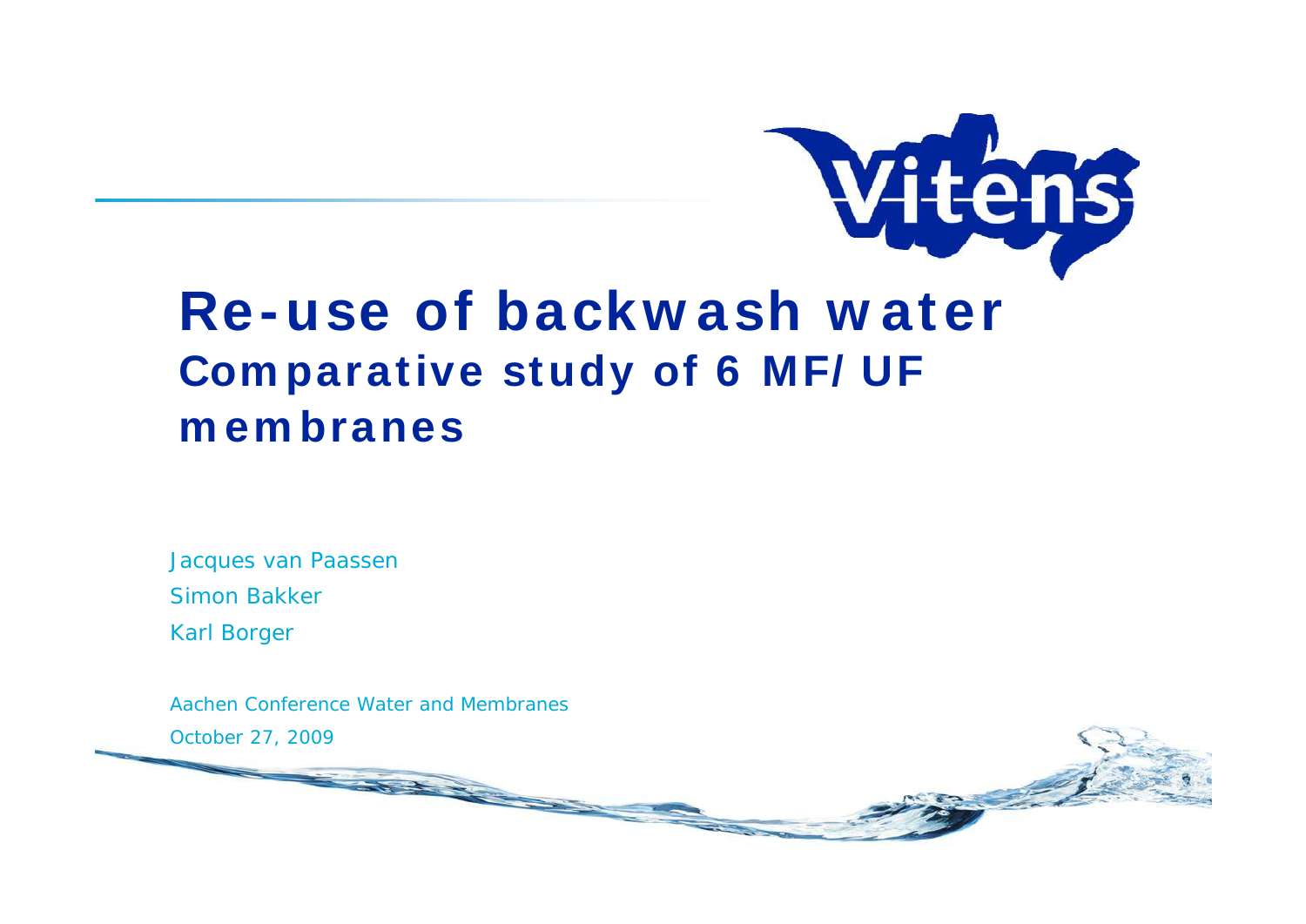Vitens

# Re-use of backwash water

## Comparative study of 6 MF/UF membranes

Jacques van Paassen

Simon Bakker

Karl Borger

*Aachen Conference Water and Membranes*

*October 27, 2009*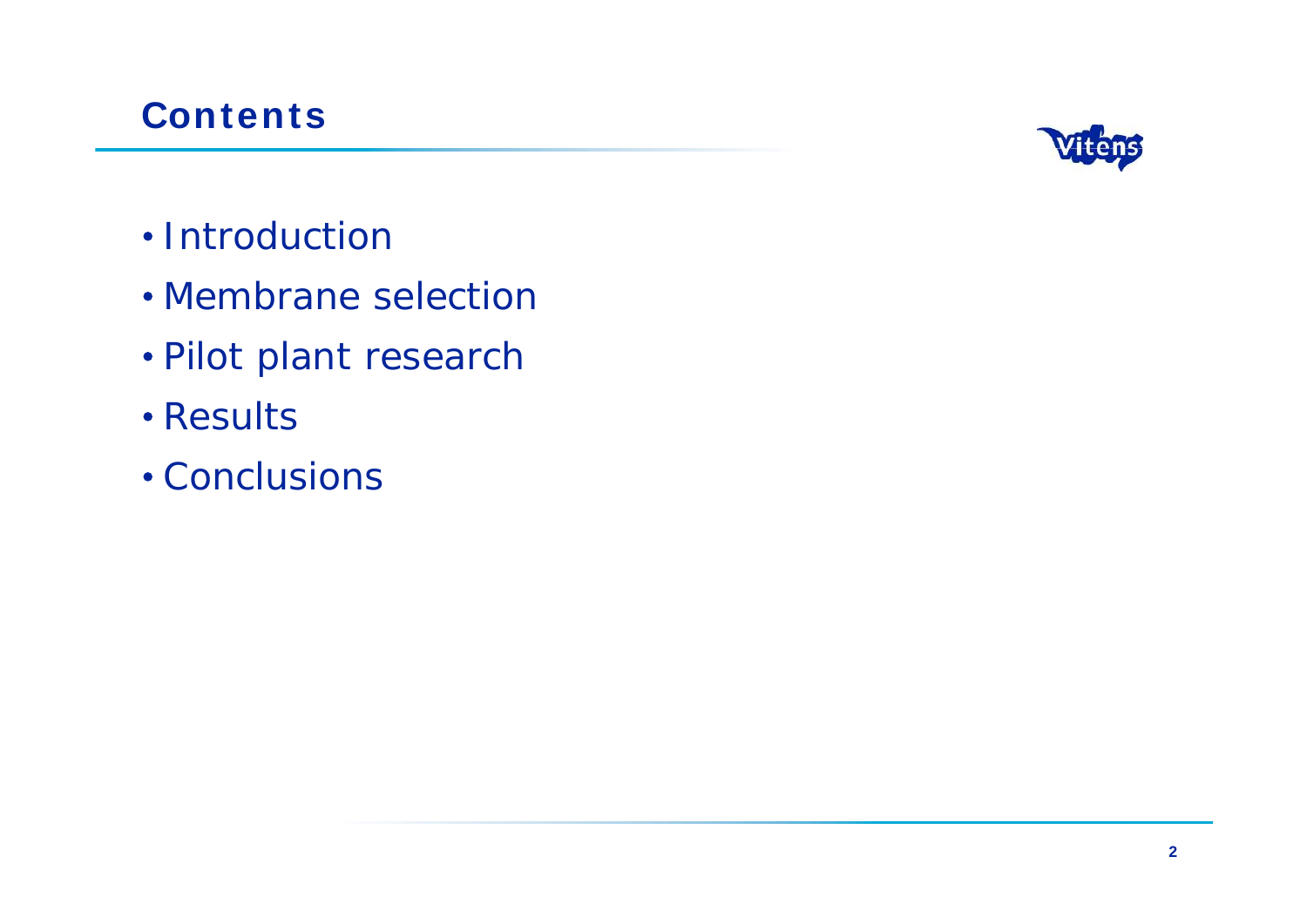# Contents

- Introduction
- Membrane selection
- Pilot plant research
- Results
- Conclusions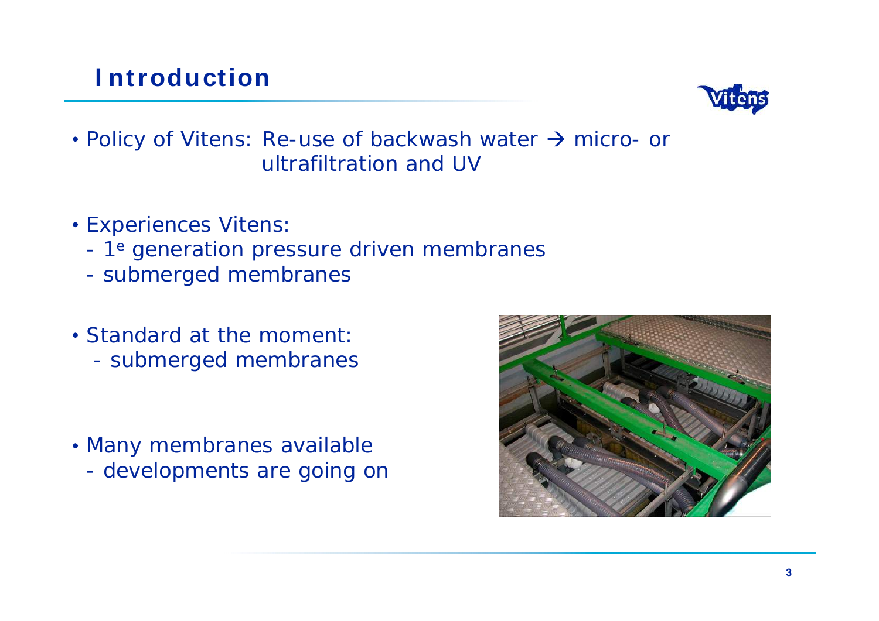# Introduction

- Policy of Vitens: Re-use of backwash water → micro- or ultrafiltration and UV

- Experiences Vitens:
  - 1e generation pressure driven membranes
  - submerged membranes

- Standard at the moment:
  - submerged membranes

- Many membranes available
  - developments are going on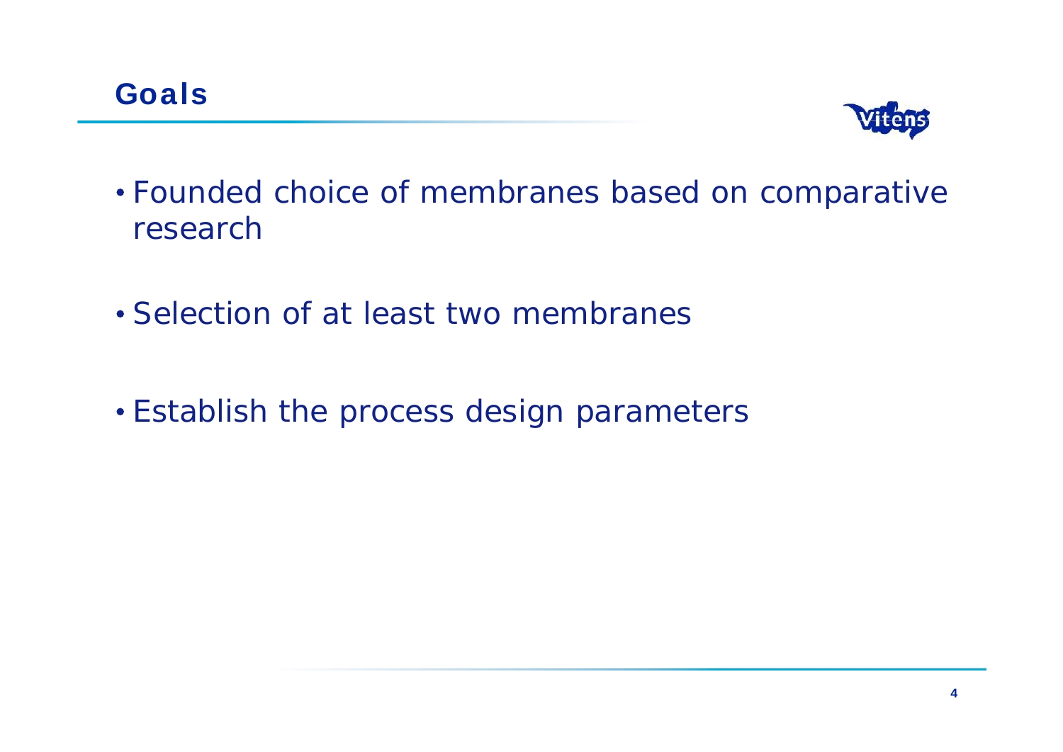## Goals

- Founded choice of membranes based on comparative research
- Selection of at least two membranes
- Establish the process design parameters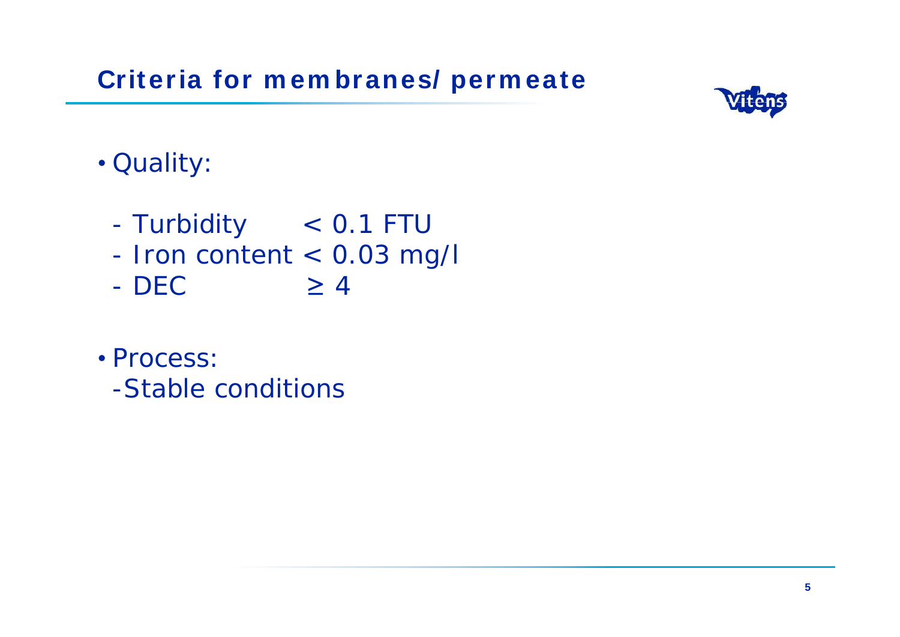## Criteria for membranes/ permeate

- Quality:

  - Turbidity < 0.1 FTU
  - Iron content < 0.03 mg/l
  - DEC ≥ 4

- Process:
  - Stable conditions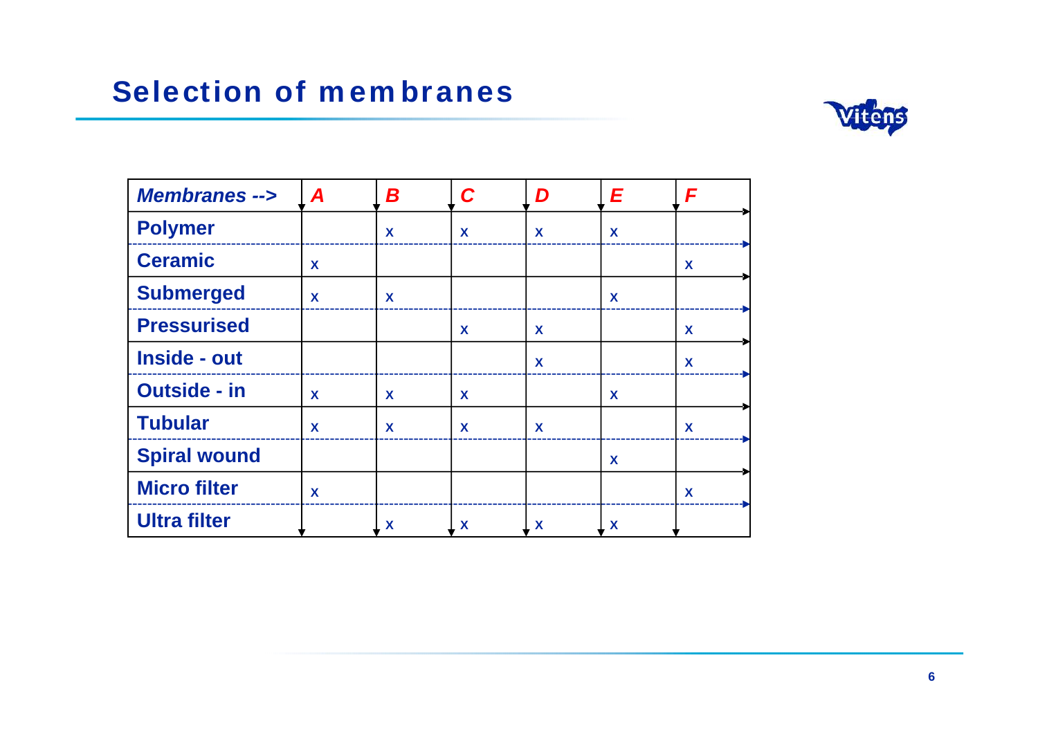## Selection of membranes

| *Membranes -->* | *A* | *B* | *C* | *D* | *E* | *F* |
|---|---|---|---|---|---|---|
| **Polymer** | | x | x | x | x | |
| **Ceramic** | x | | | | | x |
| **Submerged** | x | x | | | x | |
| **Pressurised** | | | x | x | | x |
| **Inside - out** | | | | x | | x |
| **Outside - in** | x | x | x | | x | |
| **Tubular** | x | x | x | x | | x |
| **Spiral wound** | | | | | x | |
| **Micro filter** | x | | | | | x |
| **Ultra filter** | | x | x | x | x | |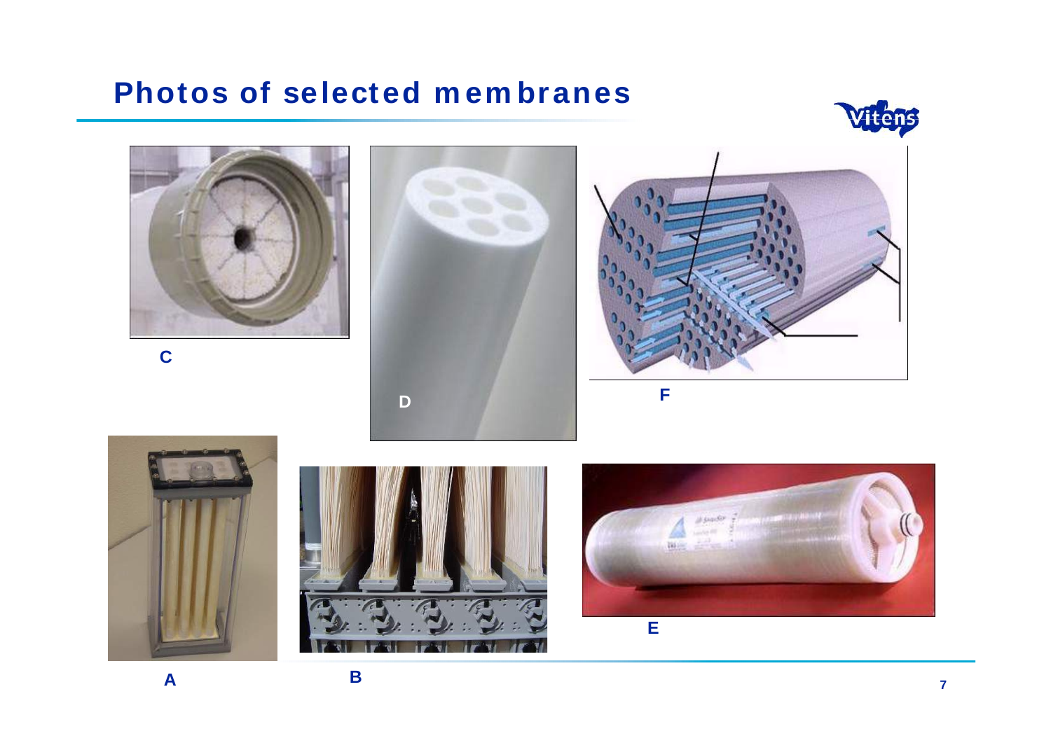# Photos of selected membranes

C

D

F

A

B

E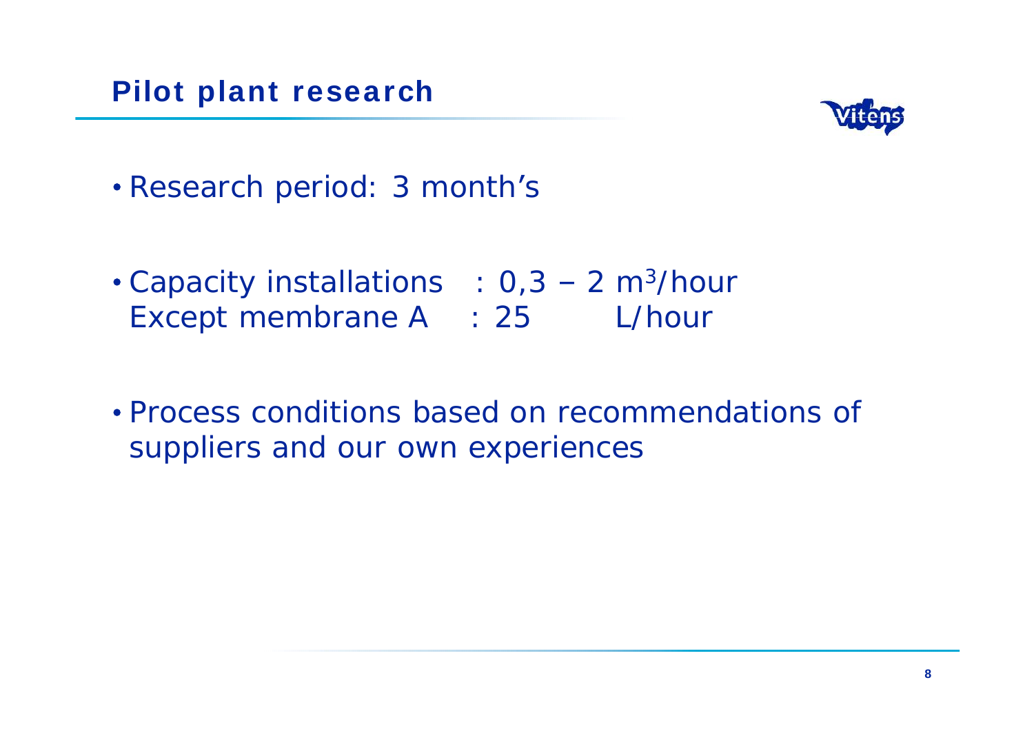## Pilot plant research

- Research period: 3 month's

- Capacity installations : 0,3 – 2 $m^3$/hour
  Except membrane A : 25 L/hour

- Process conditions based on recommendations of suppliers and our own experiences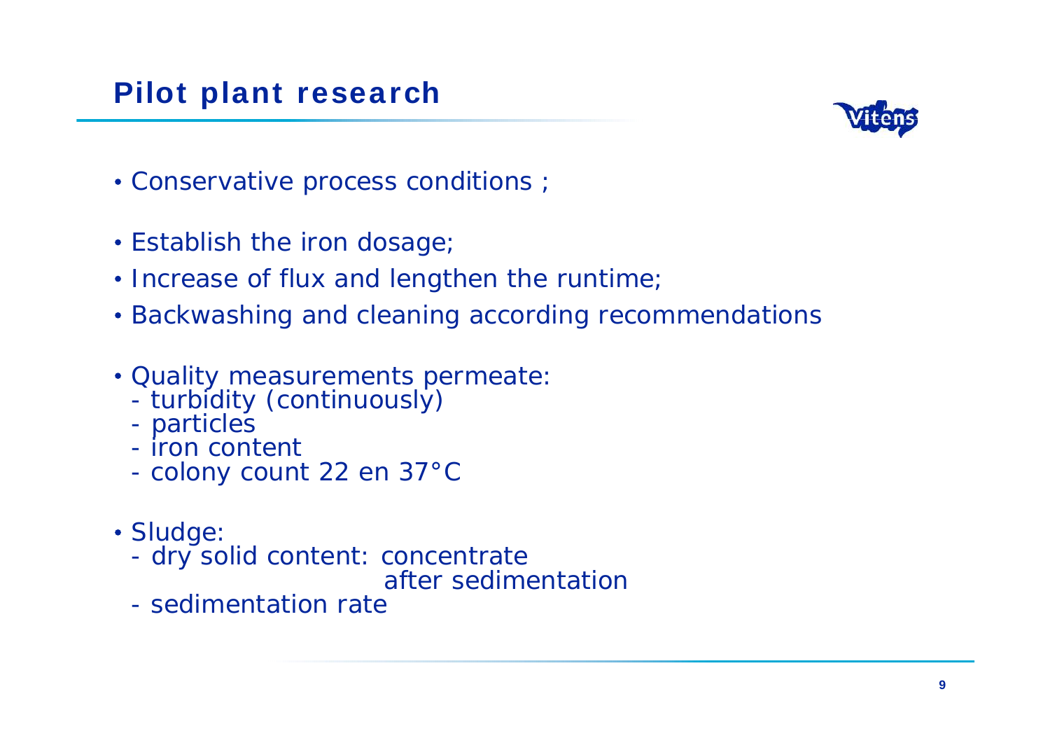## Pilot plant research

- Conservative process conditions ;
- Establish the iron dosage;
- Increase of flux and lengthen the runtime;
- Backwashing and cleaning according recommendations
- Quality measurements permeate:
  - turbidity (continuously)
  - particles
  - iron content
  - colony count 22 en 37°C
- Sludge:
  - dry solid content: concentrate
    after sedimentation
  - sedimentation rate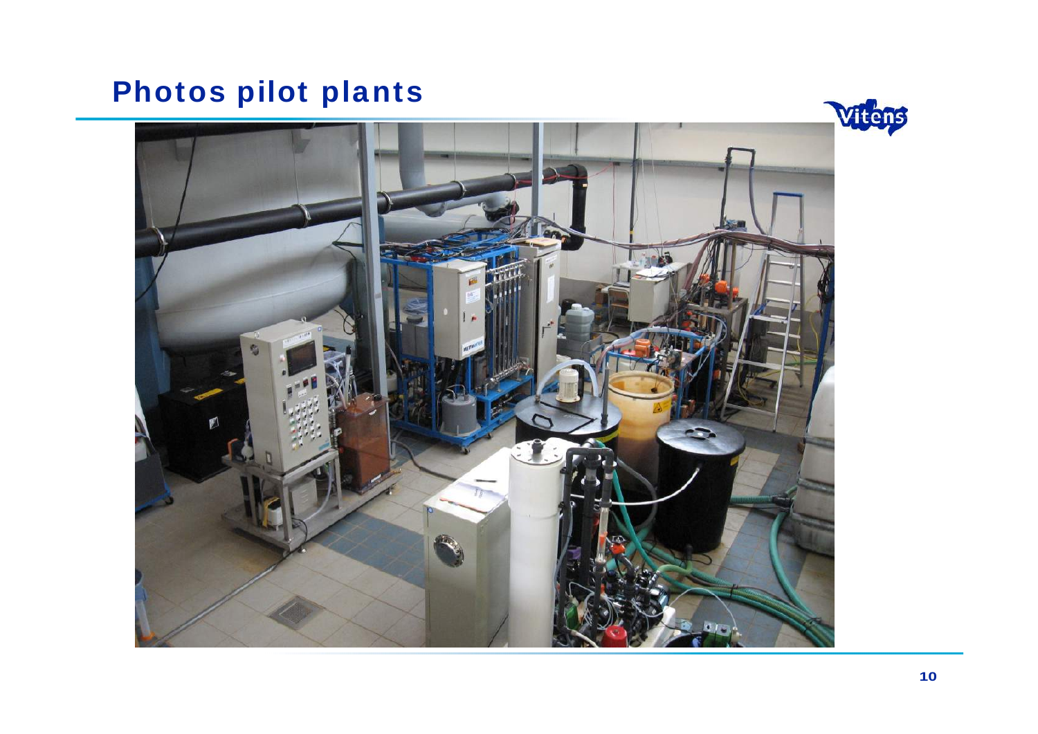# Photos pilot plants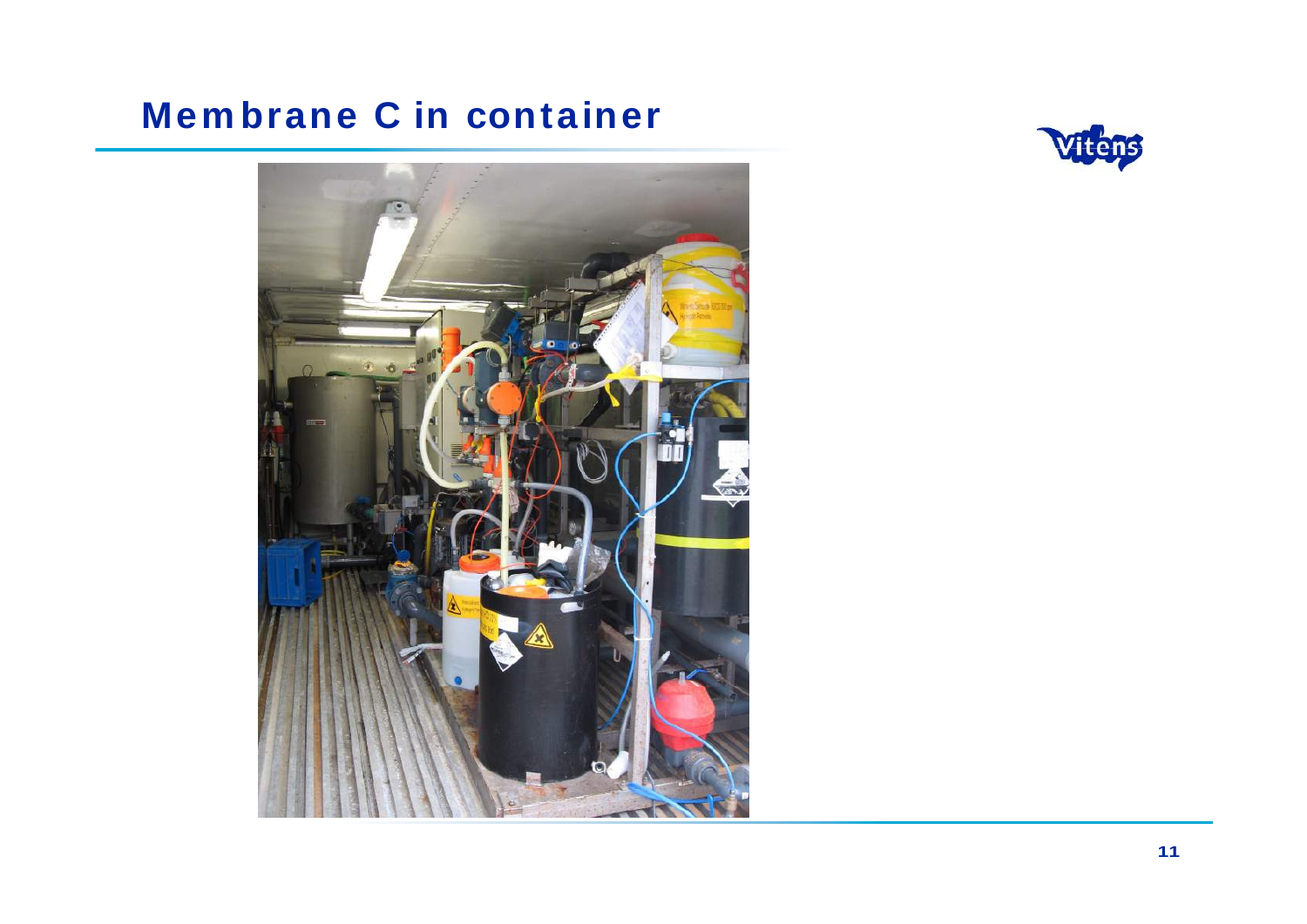# Membrane C in container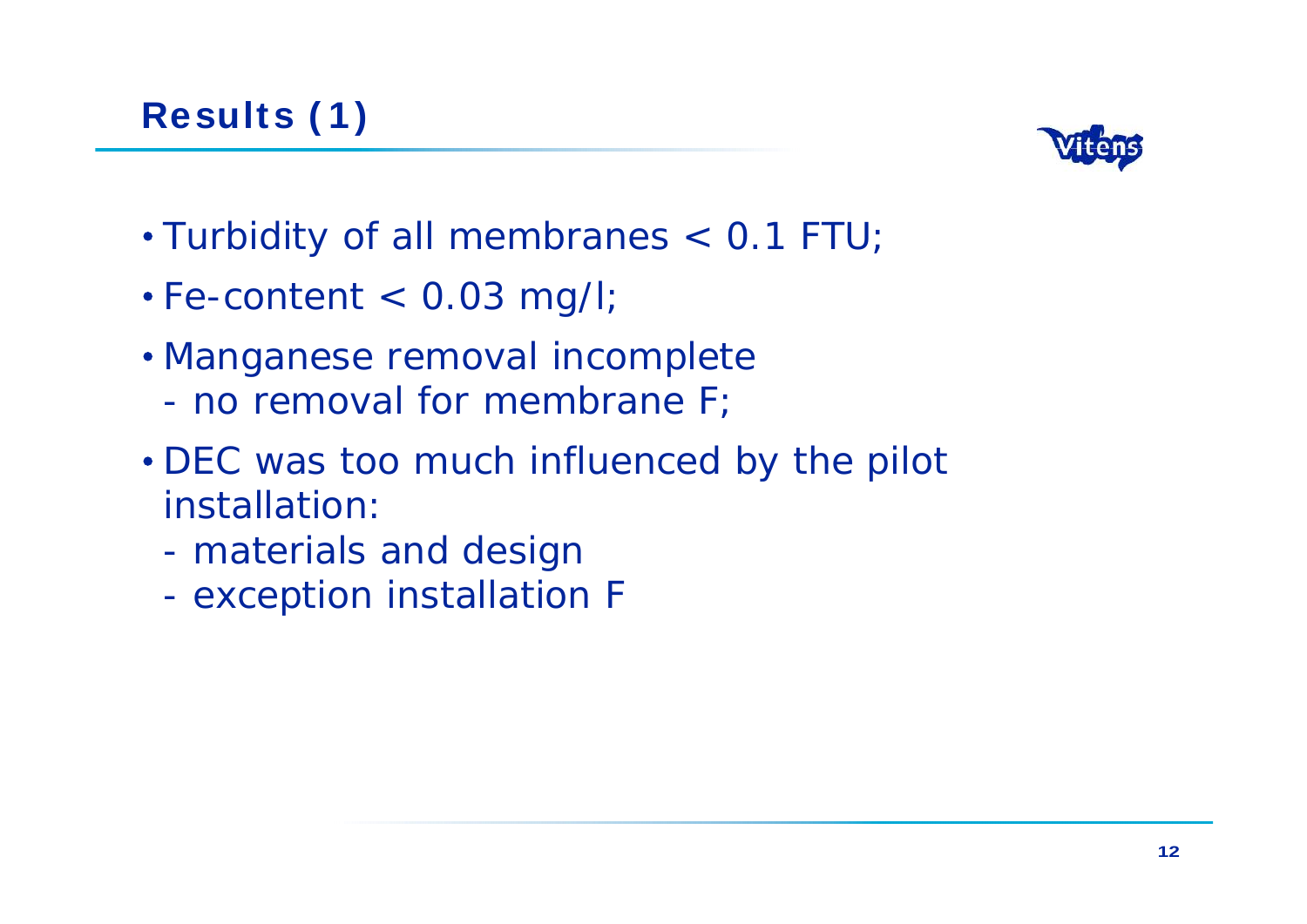## Results (1)

- Turbidity of all membranes < 0.1 FTU;
- Fe-content < 0.03 mg/l;
- Manganese removal incomplete
  - no removal for membrane F;
- DEC was too much influenced by the pilot installation:
  - materials and design
  - exception installation F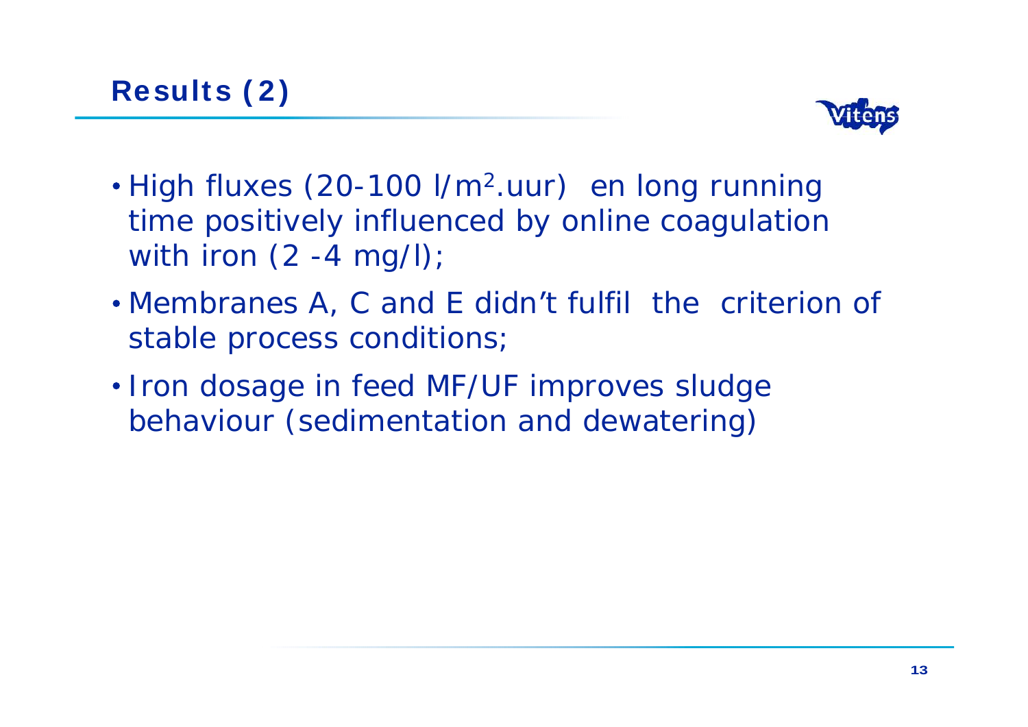# Results (2)

- High fluxes (20-100 l/$m^2$.uur)  en long running time positively influenced by online coagulation with iron (2 -4 mg/l);
- Membranes A, C and E didn't fulfil  the  criterion of stable process conditions;
- Iron dosage in feed MF/UF improves sludge behaviour (sedimentation and dewatering)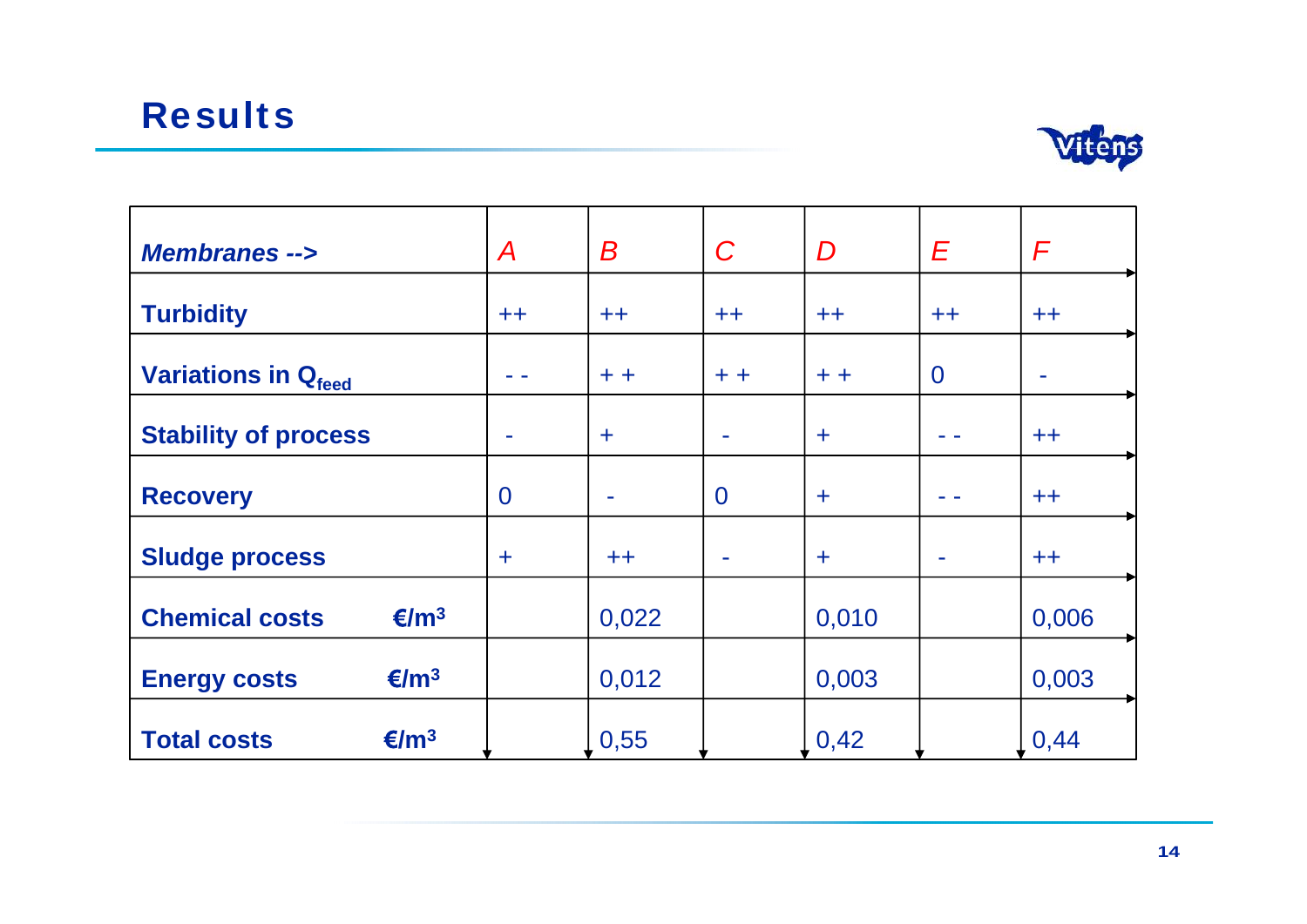# Results

| *Membranes -->* | | A | B | C | D | E | F |
|---|---|---|---|---|---|---|---|
| **Turbidity** | | ++ | ++ | ++ | ++ | ++ | ++ |
| **Variations in $Q_{feed}$** | | - - | + + | + + | + + | 0 | - |
| **Stability of process** | | - | + | - | + | - - | ++ |
| **Recovery** | | 0 | - | 0 | + | - - | ++ |
| **Sludge process** | | + | ++ | - | + | - | ++ |
| **Chemical costs** | **€/m$^3$** | | 0,022 | | 0,010 | | 0,006 |
| **Energy costs** | **€/m$^3$** | | 0,012 | | 0,003 | | 0,003 |
| **Total costs** | **€/m$^3$** | | 0,55 | | 0,42 | | 0,44 |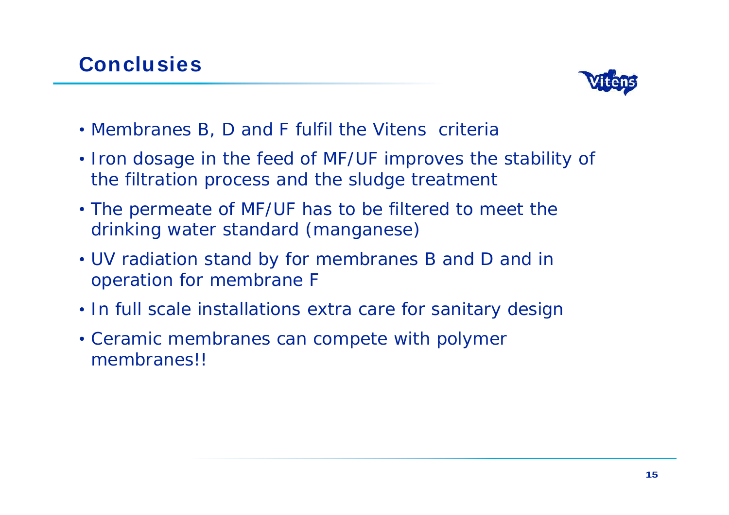## Conclusies

- Membranes B, D and F fulfil the Vitens criteria
- Iron dosage in the feed of MF/UF improves the stability of the filtration process and the sludge treatment
- The permeate of MF/UF has to be filtered to meet the drinking water standard (manganese)
- UV radiation stand by for membranes B and D and in operation for membrane F
- In full scale installations extra care for sanitary design
- Ceramic membranes can compete with polymer membranes!!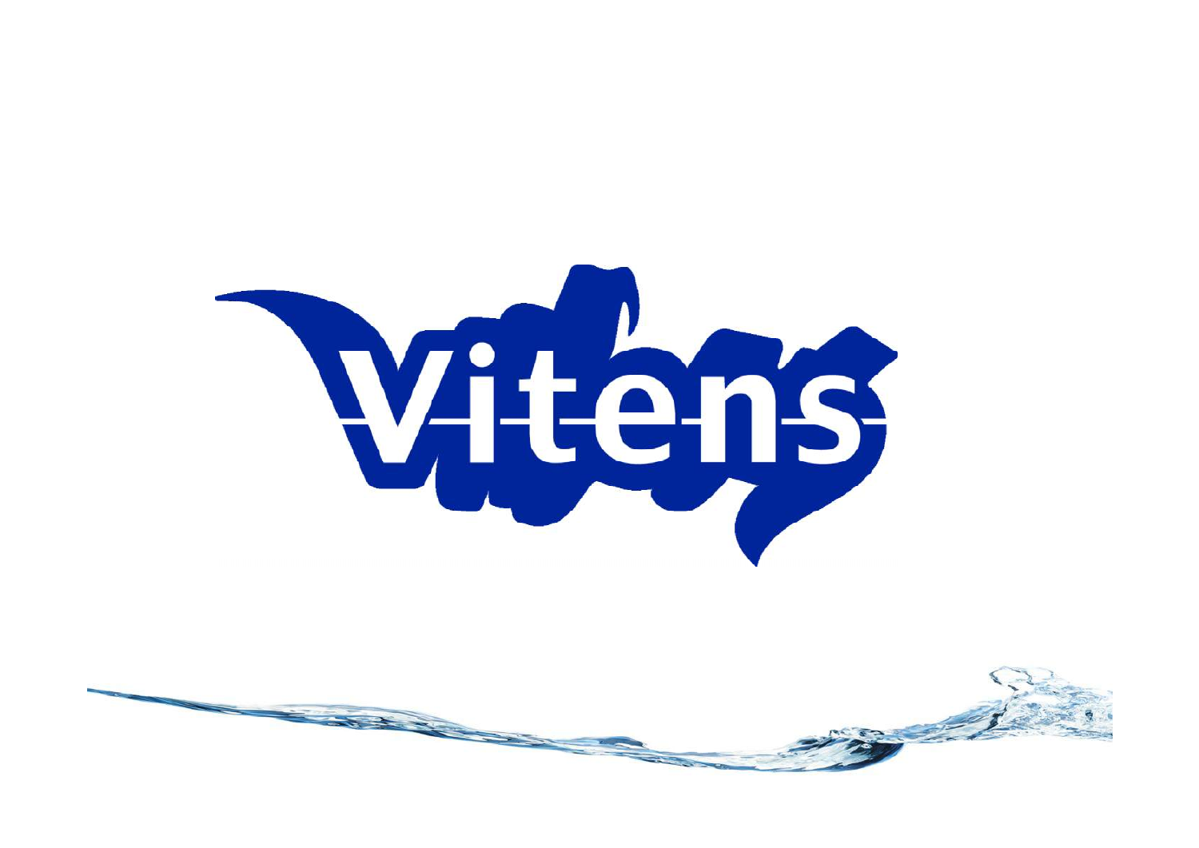vitens